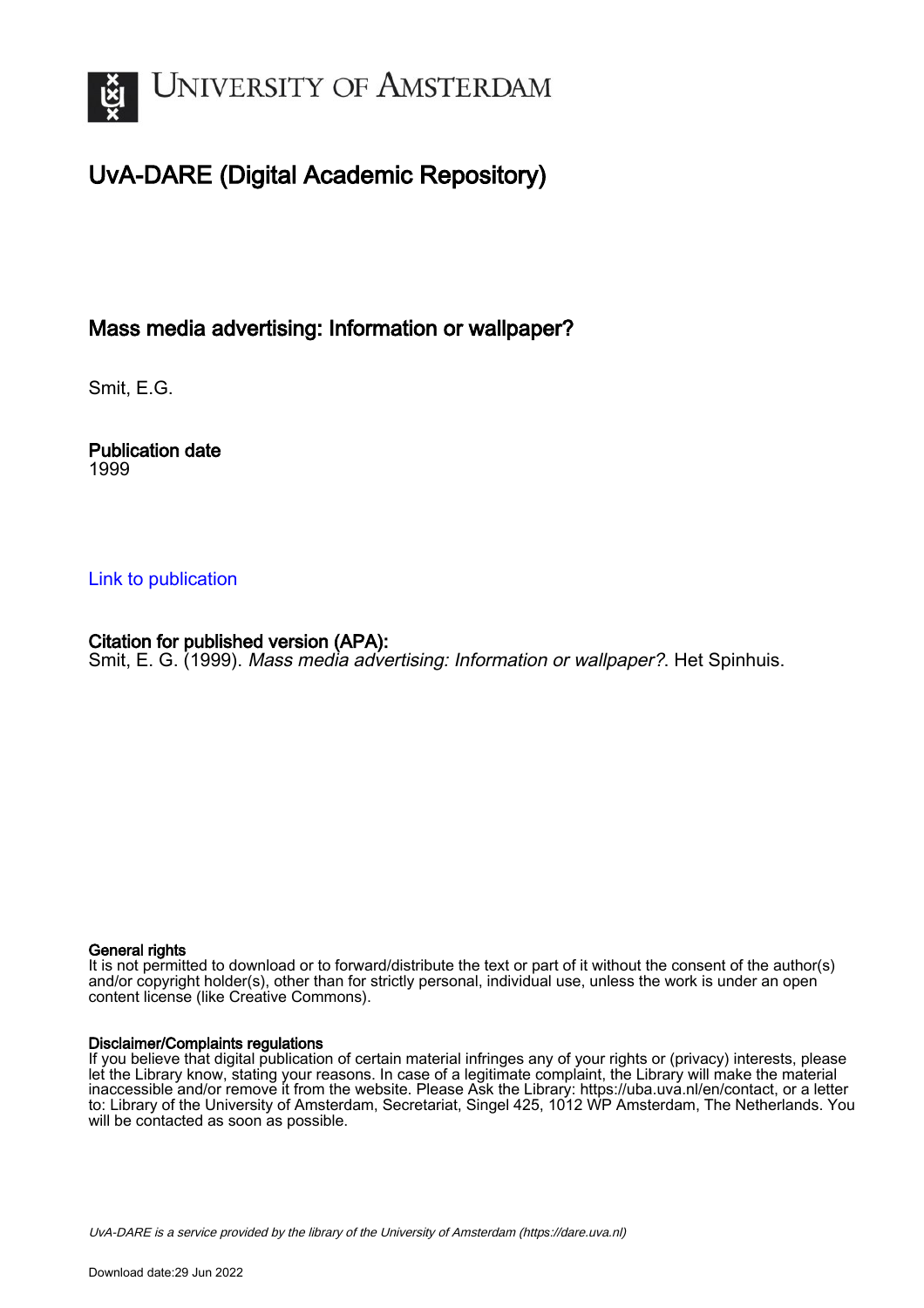# UNIVERSITY OF AMSTERDAM

## UvA-DARE (Digital Academic Repository)

### Mass media advertising: Information or wallpaper?

Smit, E.G.

**Publication date**
1999

[Link to publication](#)

**Citation for published version (APA):**
Smit, E. G. (1999). *Mass media advertising: Information or wallpaper?*. Het Spinhuis.

**General rights**
It is not permitted to download or to forward/distribute the text or part of it without the consent of the author(s) and/or copyright holder(s), other than for strictly personal, individual use, unless the work is under an open content license (like Creative Commons).

**Disclaimer/Complaints regulations**
If you believe that digital publication of certain material infringes any of your rights or (privacy) interests, please let the Library know, stating your reasons. In case of a legitimate complaint, the Library will make the material inaccessible and/or remove it from the website. Please Ask the Library: https://uba.uva.nl/en/contact, or a letter to: Library of the University of Amsterdam, Secretariat, Singel 425, 1012 WP Amsterdam, The Netherlands. You will be contacted as soon as possible.

*UvA-DARE is a service provided by the library of the University of Amsterdam (https://dare.uva.nl)*

Download date:29 Jun 2022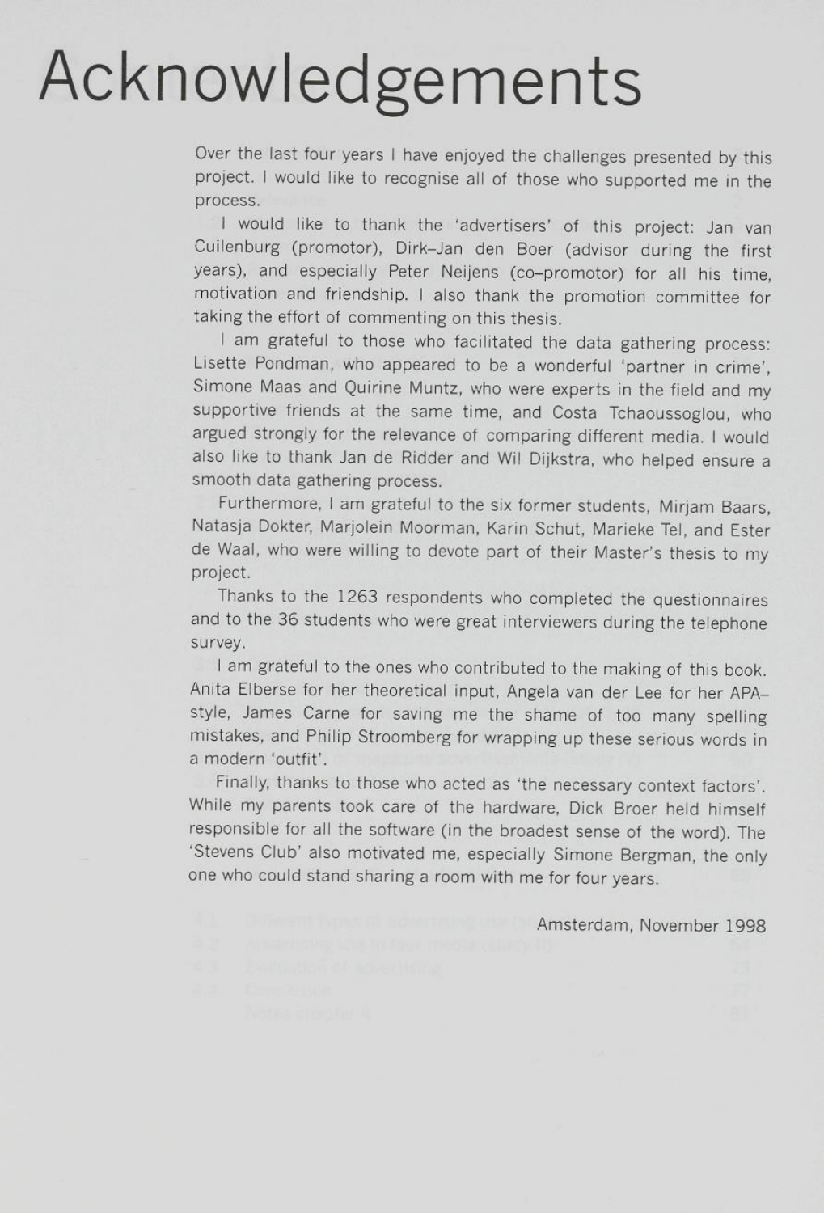# Acknowledgements

Over the last four years I have enjoyed the challenges presented by this project. I would like to recognise all of those who supported me in the process.

I would like to thank the 'advertisers' of this project: Jan van Cuilenburg (promotor), Dirk–Jan den Boer (advisor during the first years), and especially Peter Neijens (co–promotor) for all his time, motivation and friendship. I also thank the promotion committee for taking the effort of commenting on this thesis.

I am grateful to those who facilitated the data gathering process: Lisette Pondman, who appeared to be a wonderful 'partner in crime', Simone Maas and Quirine Muntz, who were experts in the field and my supportive friends at the same time, and Costa Tchaoussoglou, who argued strongly for the relevance of comparing different media. I would also like to thank Jan de Ridder and Wil Dijkstra, who helped ensure a smooth data gathering process.

Furthermore, I am grateful to the six former students, Mirjam Baars, Natasja Dokter, Marjolein Moorman, Karin Schut, Marieke Tel, and Ester de Waal, who were willing to devote part of their Master's thesis to my project.

Thanks to the 1263 respondents who completed the questionnaires and to the 36 students who were great interviewers during the telephone survey.

I am grateful to the ones who contributed to the making of this book. Anita Elberse for her theoretical input, Angela van der Lee for her APA–style, James Carne for saving me the shame of too many spelling mistakes, and Philip Stroomberg for wrapping up these serious words in a modern 'outfit'.

Finally, thanks to those who acted as 'the necessary context factors'. While my parents took care of the hardware, Dick Broer held himself responsible for all the software (in the broadest sense of the word). The 'Stevens Club' also motivated me, especially Simone Bergman, the only one who could stand sharing a room with me for four years.

Amsterdam, November 1998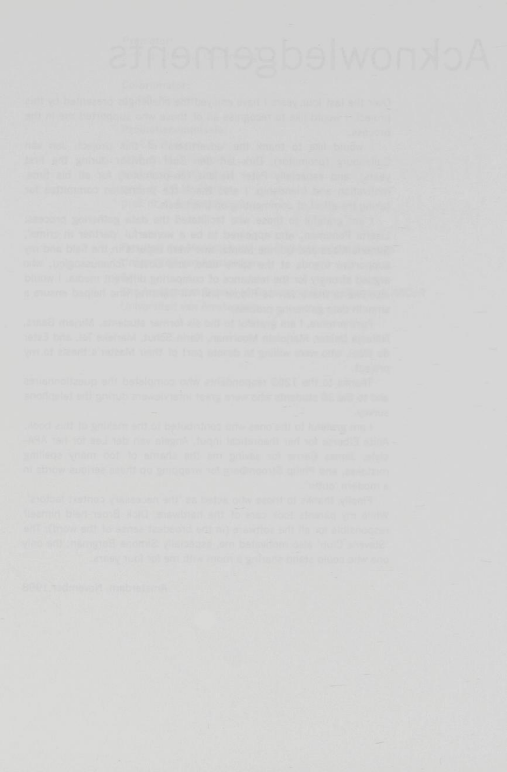# Acknowledgements

Over the last four years I have enjoyed the challenge presented by this project. I would like to recognize all of those who supported me in the process.

I would like to thank the supervisors of this project: Jan van Cuilenburg (promotor), Dick-Jan den Boef (advisor) during the first years, and especially Peter Neijens (co-promotor) for all his time, motivation and friendship. I also thank the promotion committee for taking the effort of commenting on the manuscript.

Carin ... in Stone, who facilitated the data gathering process; Leslie Robinson, who appeared to be a wonderful partner in crime; ... and my supportive friends at the ... Tchernuschko, who argued strongly for the relevance of comparing different media. I would also like to thank ... who helped ensure a smooth data gathering process.

Furthermore, I am grateful to the six former students, Miriam Bank, Mirjam Deiters, Marjolein Moorman, Karin Sjöst, Marieke Tel, and Ester de Jong, who were willing to devote part of their Master's thesis to my project.

Thanks to the 1,350 respondents who completed the questionnaire and to the 28 students who were great interviewers during the telephone survey.

I am grateful to the ones who contributed to the making of this book: Anita Elberse for her theoretical input, Angela van der Lee for her APA-style, Jansje Kamer for saving me the shame of too many spelling mistakes, and Philip Stroomberg for wrapping up these serious words in a modern 'outfit'.

Finally, thanks to those who acted as 'the necessary context factors'. While my parents took care of the hardware, Dick Bronsveld held himself responsible for all the software (in the broadest sense of the word). The 'Stevens Club' also motivated me, especially Simone Bergmann, the only one who could stand sharing a room with me for four years.

Amsterdam, November 1998